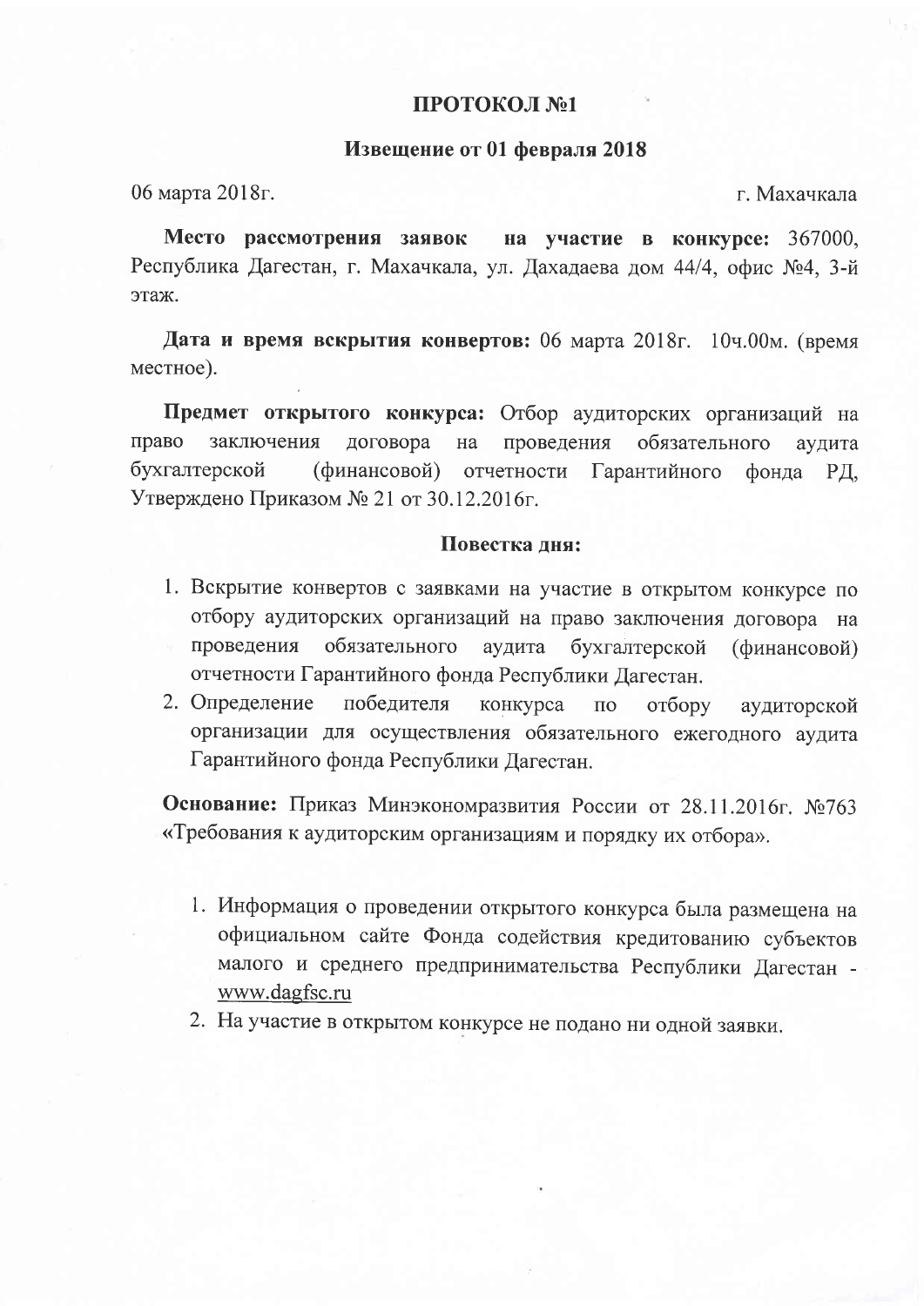# ПРОТОКОЛ №1

## Извещение от 01 февраля 2018

06 марта 2018г. г. Махачкала

**Место рассмотрения заявок на участие в конкурсе:** 367000, Республика Дагестан, г. Махачкала, ул. Дахадаева дом 44/4, офис №4, 3-й этаж.

**Дата и время вскрытия конвертов:** 06 марта 2018г. 10ч.00м. (время местное).

**Предмет открытого конкурса:** Отбор аудиторских организаций на право заключения договора на проведения обязательного аудита бухгалтерской (финансовой) отчетности Гарантийного фонда РД, Утверждено Приказом № 21 от 30.12.2016г.

**Повестка дня:**

1. Вскрытие конвертов с заявками на участие в открытом конкурсе по отбору аудиторских организаций на право заключения договора на проведения обязательного аудита бухгалтерской (финансовой) отчетности Гарантийного фонда Республики Дагестан.
2. Определение победителя конкурса по отбору аудиторской организации для осуществления обязательного ежегодного аудита Гарантийного фонда Республики Дагестан.

**Основание:** Приказ Минэкономразвития России от 28.11.2016г. №763 «Требования к аудиторским организациям и порядку их отбора».

1. Информация о проведении открытого конкурса была размещена на официальном сайте Фонда содействия кредитованию субъектов малого и среднего предпринимательства Республики Дагестан - www.dagfsc.ru
2. На участие в открытом конкурсе не подано ни одной заявки.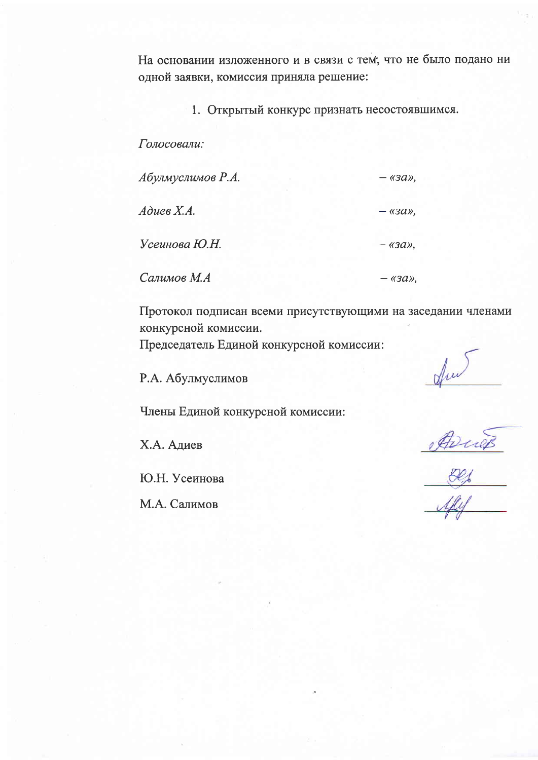На основании изложенного и в связи с тем, что не было подано ни одной заявки, комиссия приняла решение:

1. Открытый конкурс признать несостоявшимся.

*Голосовали:*

| | |
|---|---|
| *Абулмуслимов Р.А.* | *– «за»,* |
| *Адиев Х.А.* | *– «за»,* |
| *Усеинова Ю.Н.* | *– «за»,* |
| *Салимов М.А* | *– «за»,* |

Протокол подписан всеми присутствующими на заседании членами конкурсной комиссии.

Председатель Единой конкурсной комиссии:

Р.А. Абулмуслимов

Члены Единой конкурсной комиссии:

Х.А. Адиев

Ю.Н. Усеинова

М.А. Салимов